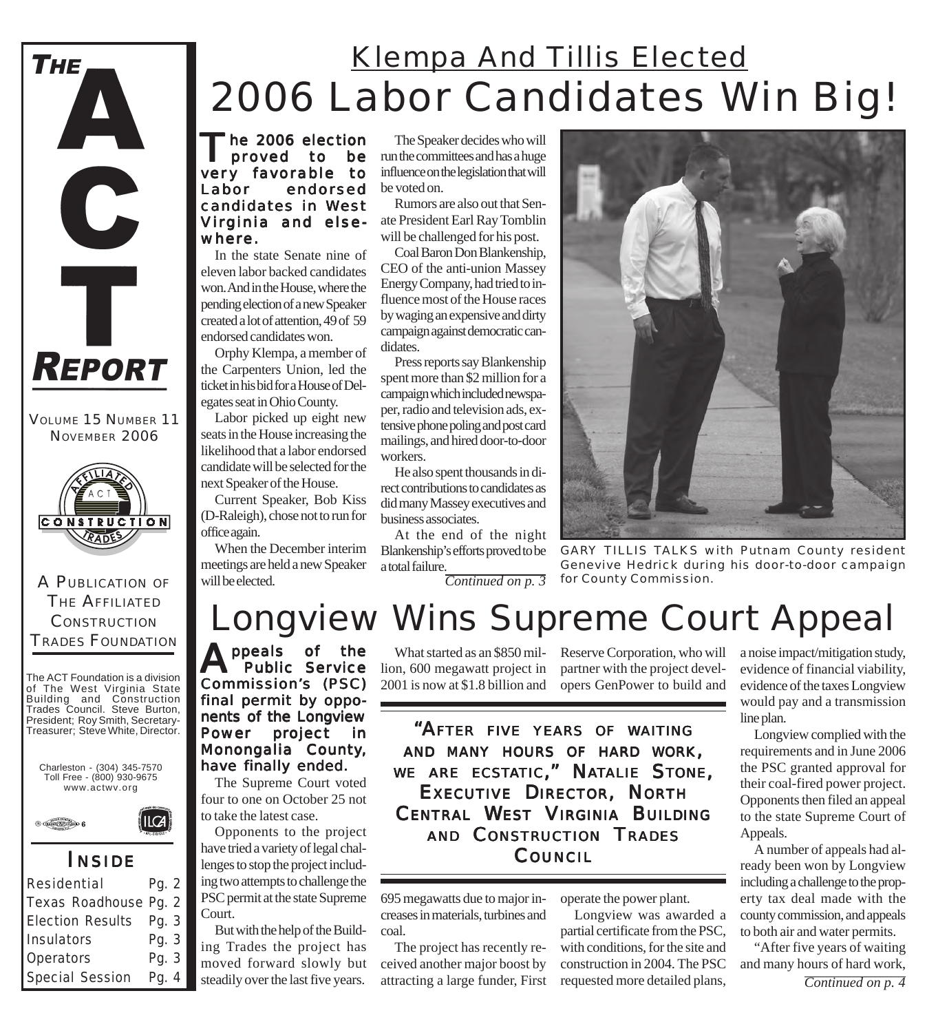# THE ACT REPORT

VOLUME 15 NUMBER 11
NOVEMBER 2006

A PUBLICATION OF THE AFFILIATED CONSTRUCTION TRADES FOUNDATION

The ACT Foundation is a division of The West Virginia State Building and Construction Trades Council. Steve Burton, President; Roy Smith, Secretary-Treasurer; Steve White, Director.

Charleston - (304) 345-7570
Toll Free - (800) 930-9675
www.actwv.org

## INSIDE

| | |
|---|---|
| Residential | Pg. 2 |
| Texas Roadhouse | Pg. 2 |
| Election Results | Pg. 3 |
| Insulators | Pg. 3 |
| Operators | Pg. 3 |
| Special Session | Pg. 4 |

## Klempa And Tillis Elected

# 2006 Labor Candidates Win Big!

**The 2006 election proved to be very favorable to Labor endorsed candidates in West Virginia and elsewhere.**

In the state Senate nine of eleven labor backed candidates won. And in the House, where the pending election of a new Speaker created a lot of attention, 49 of 59 endorsed candidates won.

Orphy Klempa, a member of the Carpenters Union, led the ticket in his bid for a House of Delegates seat in Ohio County.

Labor picked up eight new seats in the House increasing the likelihood that a labor endorsed candidate will be selected for the next Speaker of the House.

Current Speaker, Bob Kiss (D-Raleigh), chose not to run for office again.

When the December interim meetings are held a new Speaker will be elected.

The Speaker decides who will run the committees and has a huge influence on the legislation that will be voted on.

Rumors are also out that Senate President Earl Ray Tomblin will be challenged for his post.

Coal Baron Don Blankenship, CEO of the anti-union Massey Energy Company, had tried to influence most of the House races by waging an expensive and dirty campaign against democratic candidates.

Press reports say Blankenship spent more than $2 million for a campaign which included newspaper, radio and television ads, extensive phone poling and post card mailings, and hired door-to-door workers.

He also spent thousands in direct contributions to candidates as did many Massey executives and business associates.

At the end of the night Blankenship's efforts proved to be a total failure.

*Continued on p. 3*

GARY TILLIS TALKS with Putnam County resident Genevive Hedrick during his door-to-door campaign for County Commission.

# Longview Wins Supreme Court Appeal

**Appeals of the Public Service Commission's (PSC) final permit by opponents of the Longview Power project in Monongalia County, have finally ended.**

The Supreme Court voted four to one on October 25 not to take the latest case.

Opponents to the project have tried a variety of legal challenges to stop the project including two attempts to challenge the PSC permit at the state Supreme Court.

But with the help of the Building Trades the project has moved forward slowly but steadily over the last five years.

What started as an $850 million, 600 megawatt project in 2001 is now at $1.8 billion and 695 megawatts due to major increases in materials, turbines and coal.

The project has recently received another major boost by attracting a large funder, First Reserve Corporation, who will partner with the project developers GenPower to build and operate the power plant.

> **"AFTER FIVE YEARS OF WAITING AND MANY HOURS OF HARD WORK, WE ARE ECSTATIC," NATALIE STONE, EXECUTIVE DIRECTOR, NORTH CENTRAL WEST VIRGINIA BUILDING AND CONSTRUCTION TRADES COUNCIL**

Longview was awarded a partial certificate from the PSC, with conditions, for the site and construction in 2004. The PSC requested more detailed plans, a noise impact/mitigation study, evidence of financial viability, evidence of the taxes Longview would pay and a transmission line plan.

Longview complied with the requirements and in June 2006 the PSC granted approval for their coal-fired power project. Opponents then filed an appeal to the state Supreme Court of Appeals.

A number of appeals had already been won by Longview including a challenge to the property tax deal made with the county commission, and appeals to both air and water permits.

"After five years of waiting and many hours of hard work,

*Continued on p. 4*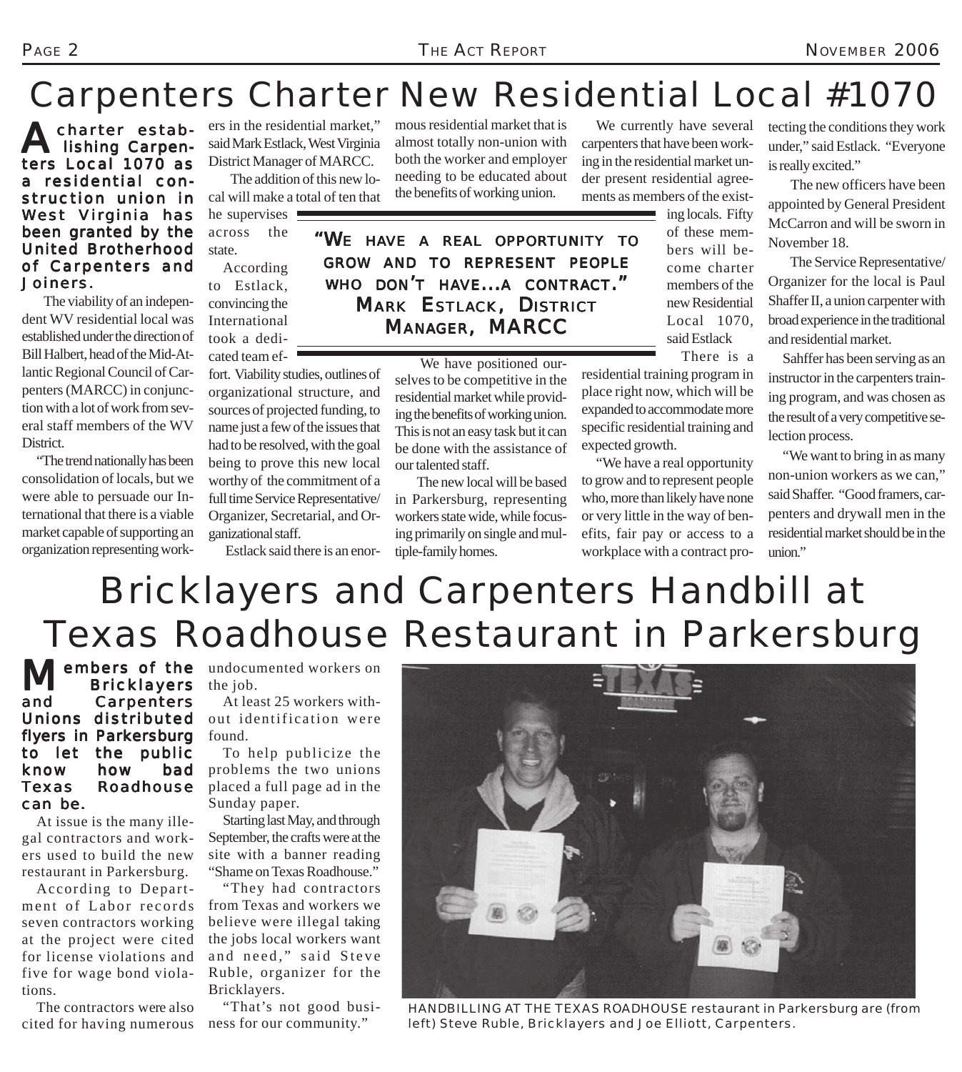# Carpenters Charter New Residential Local #1070

**A charter establishing Carpenters Local 1070 as a residential construction union in West Virginia has been granted by the United Brotherhood of Carpenters and Joiners.**

The viability of an independent WV residential local was established under the direction of Bill Halbert, head of the Mid-Atlantic Regional Council of Carpenters (MARCC) in conjunction with a lot of work from several staff members of the WV District.

"The trend nationally has been consolidation of locals, but we were able to persuade our International that there is a viable market capable of supporting an organization representing workers in the residential market," said Mark Estlack, West Virginia District Manager of MARCC.

The addition of this new local will make a total of ten that he supervises across the state.

According to Estlack, convincing the International took a dedicated team effort. Viability studies, outlines of organizational structure, and sources of projected funding, to name just a few of the issues that had to be resolved, with the goal being to prove this new local worthy of the commitment of a full time Service Representative/Organizer, Secretarial, and Organizational staff.

Estlack said there is an enormous residential market that is almost totally non-union with both the worker and employer needing to be educated about the benefits of working union.

> **"We have a real opportunity to grow and to represent people who don't have...a contract." Mark Estlack, District Manager, MARCC**

We have positioned ourselves to be competitive in the residential market while providing the benefits of working union. This is not an easy task but it can be done with the assistance of our talented staff.

The new local will be based in Parkersburg, representing workers state wide, while focusing primarily on single and multiple-family homes.

We currently have several carpenters that have been working in the residential market under present residential agreements as members of the existing locals. Fifty of these members will become charter members of the new Residential Local 1070, said Estlack

There is a residential training program in place right now, which will be expanded to accommodate more specific residential training and expected growth.

"We have a real opportunity to grow and to represent people who, more than likely have none or very little in the way of benefits, fair pay or access to a workplace with a contract protecting the conditions they work under," said Estlack. "Everyone is really excited."

The new officers have been appointed by General President McCarron and will be sworn in November 18.

The Service Representative/Organizer for the local is Paul Shaffer II, a union carpenter with broad experience in the traditional and residential market.

Sahffer has been serving as an instructor in the carpenters training program, and was chosen as the result of a very competitive selection process.

"We want to bring in as many non-union workers as we can," said Shaffer. "Good framers, carpenters and drywall men in the residential market should be in the union."

# Bricklayers and Carpenters Handbill at Texas Roadhouse Restaurant in Parkersburg

**Members of the Bricklayers and Carpenters Unions distributed flyers in Parkersburg to let the public know how bad Texas Roadhouse can be.**

At issue is the many illegal contractors and workers used to build the new restaurant in Parkersburg.

According to Department of Labor records seven contractors working at the project were cited for license violations and five for wage bond violations.

The contractors were also cited for having numerous undocumented workers on the job.

At least 25 workers without identification were found.

To help publicize the problems the two unions placed a full page ad in the Sunday paper.

Starting last May, and through September, the crafts were at the site with a banner reading "Shame on Texas Roadhouse."

"They had contractors from Texas and workers we believe were illegal taking the jobs local workers want and need," said Steve Ruble, organizer for the Bricklayers.

"That's not good business for our community."

HANDBILLING AT THE TEXAS ROADHOUSE restaurant in Parkersburg are (from left) Steve Ruble, Bricklayers and Joe Elliott, Carpenters.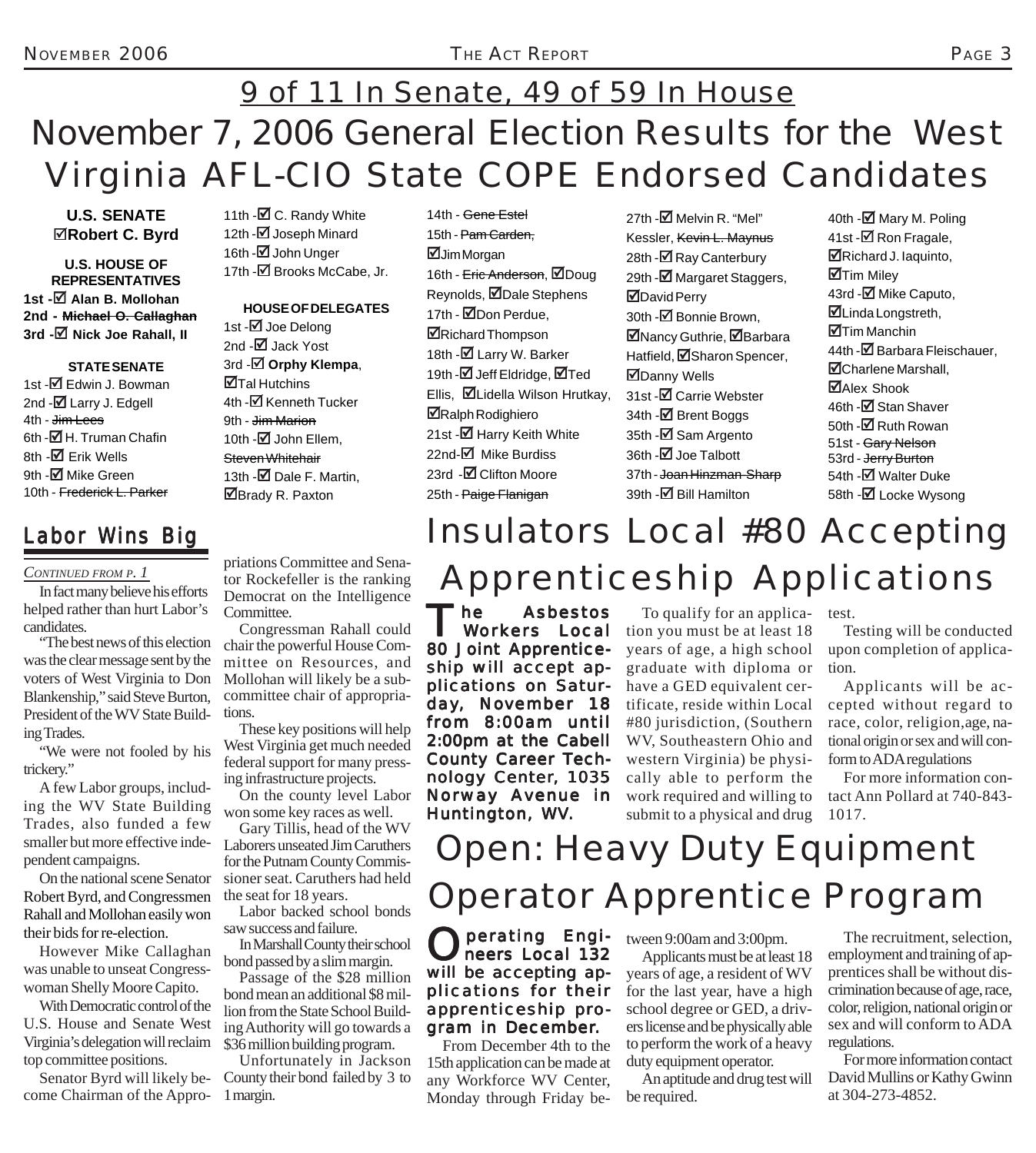# 9 of 11 In Senate, 49 of 59 In House

# November 7, 2006 General Election Results for the West Virginia AFL-CIO State COPE Endorsed Candidates

**U.S. SENATE**
☑**Robert C. Byrd**

**U.S. HOUSE OF REPRESENTATIVES**
**1st -☑ Alan B. Mollohan**
**2nd - ~~Michael O. Callaghan~~**
**3rd -☑ Nick Joe Rahall, II**

**STATE SENATE**
1st -☑ Edwin J. Bowman
2nd -☑ Larry J. Edgell
4th - ~~Jim Lees~~
6th -☑ H. Truman Chafin
8th -☑ Erik Wells
9th -☑ Mike Green
10th - ~~Frederick L. Parker~~
11th -☑ C. Randy White
12th -☑ Joseph Minard
16th -☑ John Unger
17th -☑ Brooks McCabe, Jr.

**HOUSE OF DELEGATES**
1st -☑ Joe Delong
2nd -☑ Jack Yost
3rd -☑ **Orphy Klempa**, ☑Tal Hutchins
4th -☑ Kenneth Tucker
9th - ~~Jim Marion~~
10th -☑ John Ellem, ~~Steven Whitehair~~
13th -☑ Dale F. Martin, ☑Brady R. Paxton
14th - ~~Gene Estel~~
15th - ~~Pam Carden,~~ ☑Jim Morgan
16th - ~~Eric Anderson~~, ☑Doug Reynolds, ☑Dale Stephens
17th - ☑Don Perdue, ☑Richard Thompson
18th -☑ Larry W. Barker
19th -☑ Jeff Eldridge, ☑Ted Ellis, ☑Lidella Wilson Hrutkay, ☑Ralph Rodighiero
21st -☑ Harry Keith White
22nd-☑ Mike Burdiss
23rd -☑ Clifton Moore
25th - ~~Paige Flanigan~~
27th -☑ Melvin R. "Mel" Kessler, ~~Kevin L. Maynus~~
28th -☑ Ray Canterbury
29th -☑ Margaret Staggers, ☑David Perry
30th -☑ Bonnie Brown, ☑Nancy Guthrie, ☑Barbara Hatfield, ☑Sharon Spencer, ☑Danny Wells
31st -☑ Carrie Webster
34th -☑ Brent Boggs
35th -☑ Sam Argento
36th -☑ Joe Talbott
37th - ~~Joan Hinzman-Sharp~~
39th -☑ Bill Hamilton
40th -☑ Mary M. Poling
41st -☑ Ron Fragale, ☑Richard J. Iaquinto, ☑Tim Miley
43rd -☑ Mike Caputo, ☑Linda Longstreth, ☑Tim Manchin
44th -☑ Barbara Fleischauer, ☑Charlene Marshall, ☑Alex Shook
46th -☑ Stan Shaver
50th -☑ Ruth Rowan
51st - ~~Gary Nelson~~
53rd - ~~Jerry Burton~~
54th -☑ Walter Duke
58th -☑ Locke Wysong

## Labor Wins Big

*CONTINUED FROM P. 1*

In fact many believe his efforts helped rather than hurt Labor's candidates.

"The best news of this election was the clear message sent by the voters of West Virginia to Don Blankenship," said Steve Burton, President of the WV State Building Trades.

"We were not fooled by his trickery."

A few Labor groups, including the WV State Building Trades, also funded a few smaller but more effective independent campaigns.

On the national scene Senator Robert Byrd, and Congressmen Rahall and Mollohan easily won their bids for re-election.

However Mike Callaghan was unable to unseat Congresswoman Shelly Moore Capito.

With Democratic control of the U.S. House and Senate West Virginia's delegation will reclaim top committee positions.

Senator Byrd will likely become Chairman of the Appropriations Committee and Senator Rockefeller is the ranking Democrat on the Intelligence Committee.

Congressman Rahall could chair the powerful House Committee on Resources, and Mollohan will likely be a subcommittee chair of appropriations.

These key positions will help West Virginia get much needed federal support for many pressing infrastructure projects.

On the county level Labor won some key races as well.

Gary Tillis, head of the WV Laborers unseated Jim Caruthers for the Putnam County Commissioner seat. Caruthers had held the seat for 18 years.

Labor backed school bonds saw success and failure.

In Marshall County their school bond passed by a slim margin.

Passage of the $28 million bond mean an additional $8 million from the State School Building Authority will go towards a $36 million building program.

Unfortunately in Jackson County their bond failed by 3 to 1 margin.

## Insulators Local #80 Accepting Apprenticeship Applications

**The Asbestos Workers Local 80 Joint Apprenticeship will accept applications on Saturday, November 18 from 8:00am until 2:00pm at the Cabell County Career Technology Center, 1035 Norway Avenue in Huntington, WV.**

To qualify for an application you must be at least 18 years of age, a high school graduate with diploma or have a GED equivalent certificate, reside within Local #80 jurisdiction, (Southern WV, Southeastern Ohio and western Virginia) be physically able to perform the work required and willing to submit to a physical and drug test.

Testing will be conducted upon completion of application.

Applicants will be accepted without regard to race, color, religion,age, national origin or sex and will conform to ADA regulations

For more information contact Ann Pollard at 740-843-1017.

## Open: Heavy Duty Equipment Operator Apprentice Program

**Operating Engineers Local 132 will be accepting applications for their apprenticeship program in December.**

From December 4th to the 15th application can be made at any Workforce WV Center, Monday through Friday between 9:00am and 3:00pm.

Applicants must be at least 18 years of age, a resident of WV for the last year, have a high school degree or GED, a drivers license and be physically able to perform the work of a heavy duty equipment operator.

An aptitude and drug test will be required.

The recruitment, selection, employment and training of apprentices shall be without discrimination because of age, race, color, religion, national origin or sex and will conform to ADA regulations.

For more information contact David Mullins or Kathy Gwinn at 304-273-4852.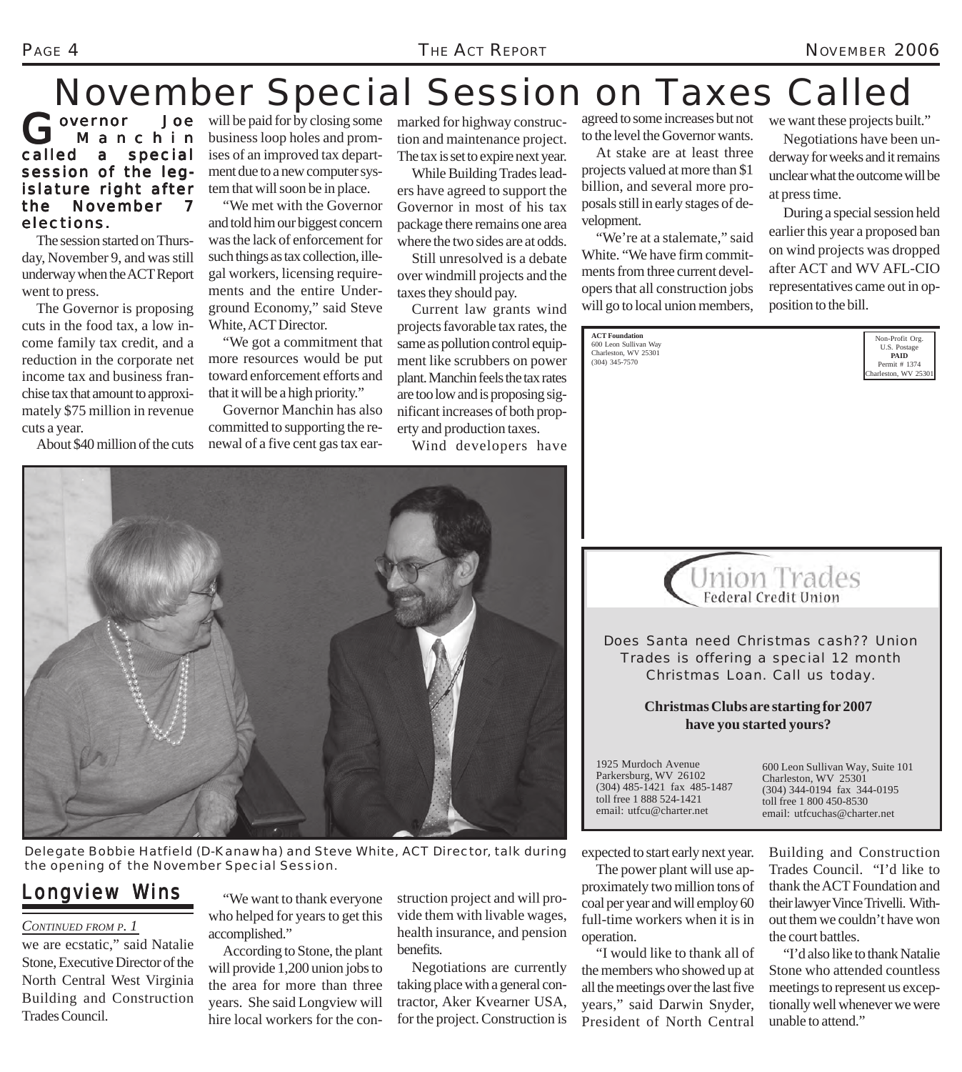# November Special Session on Taxes Called

**Governor Joe Manchin called a special session of the legislature right after the November 7 elections.**

The session started on Thursday, November 9, and was still underway when the ACT Report went to press.

The Governor is proposing cuts in the food tax, a low income family tax credit, and a reduction in the corporate net income tax and business franchise tax that amount to approximately $75 million in revenue cuts a year.

About $40 million of the cuts will be paid for by closing some business loop holes and promises of an improved tax department due to a new computer system that will soon be in place.

"We met with the Governor and told him our biggest concern was the lack of enforcement for such things as tax collection, illegal workers, licensing requirements and the entire Underground Economy," said Steve White, ACT Director.

"We got a commitment that more resources would be put toward enforcement efforts and that it will be a high priority."

Governor Manchin has also committed to supporting the renewal of a five cent gas tax earmarked for highway construction and maintenance project. The tax is set to expire next year.

While Building Trades leaders have agreed to support the Governor in most of his tax package there remains one area where the two sides are at odds.

Still unresolved is a debate over windmill projects and the taxes they should pay.

Current law grants wind projects favorable tax rates, the same as pollution control equipment like scrubbers on power plant. Manchin feels the tax rates are too low and is proposing significant increases of both property and production taxes.

Wind developers have agreed to some increases but not to the level the Governor wants.

At stake are at least three projects valued at more than $1 billion, and several more proposals still in early stages of development.

"We're at a stalemate," said White. "We have firm commitments from three current developers that all construction jobs will go to local union members, we want these projects built."

Negotiations have been underway for weeks and it remains unclear what the outcome will be at press time.

During a special session held earlier this year a proposed ban on wind projects was dropped after ACT and WV AFL-CIO representatives came out in opposition to the bill.

**ACT Foundation**
600 Leon Sullivan Way
Charleston, WV 25301
(304) 345-7570

Non-Profit Org.
U.S. Postage
**PAID**
Permit # 1374
Charleston, WV 25301

Delegate Bobbie Hatfield (D-Kanawha) and Steve White, ACT Director, talk during the opening of the November Special Session.

Union Trades
Federal Credit Union

Does Santa need Christmas cash?? Union Trades is offering a special 12 month Christmas Loan. Call us today.

**Christmas Clubs are starting for 2007 have you started yours?**

1925 Murdoch Avenue
Parkersburg, WV 26102
(304) 485-1421 fax 485-1487
toll free 1 888 524-1421
email: utfcu@charter.net

600 Leon Sullivan Way, Suite 101
Charleston, WV 25301
(304) 344-0194 fax 344-0195
toll free 1 800 450-8530
email: utfcuchas@charter.net

## Longview Wins

*CONTINUED FROM P. 1*

we are ecstatic," said Natalie Stone, Executive Director of the North Central West Virginia Building and Construction Trades Council.

"We want to thank everyone who helped for years to get this accomplished."

According to Stone, the plant will provide 1,200 union jobs to the area for more than three years. She said Longview will hire local workers for the construction project and will provide them with livable wages, health insurance, and pension benefits.

Negotiations are currently taking place with a general contractor, Aker Kvearner USA, for the project. Construction is expected to start early next year.

The power plant will use approximately two million tons of coal per year and will employ 60 full-time workers when it is in operation.

"I would like to thank all of the members who showed up at all the meetings over the last five years," said Darwin Snyder, President of North Central Building and Construction Trades Council. "I'd like to thank the ACT Foundation and their lawyer Vince Trivelli. Without them we couldn't have won the court battles.

"I'd also like to thank Natalie Stone who attended countless meetings to represent us exceptionally well whenever we were unable to attend."